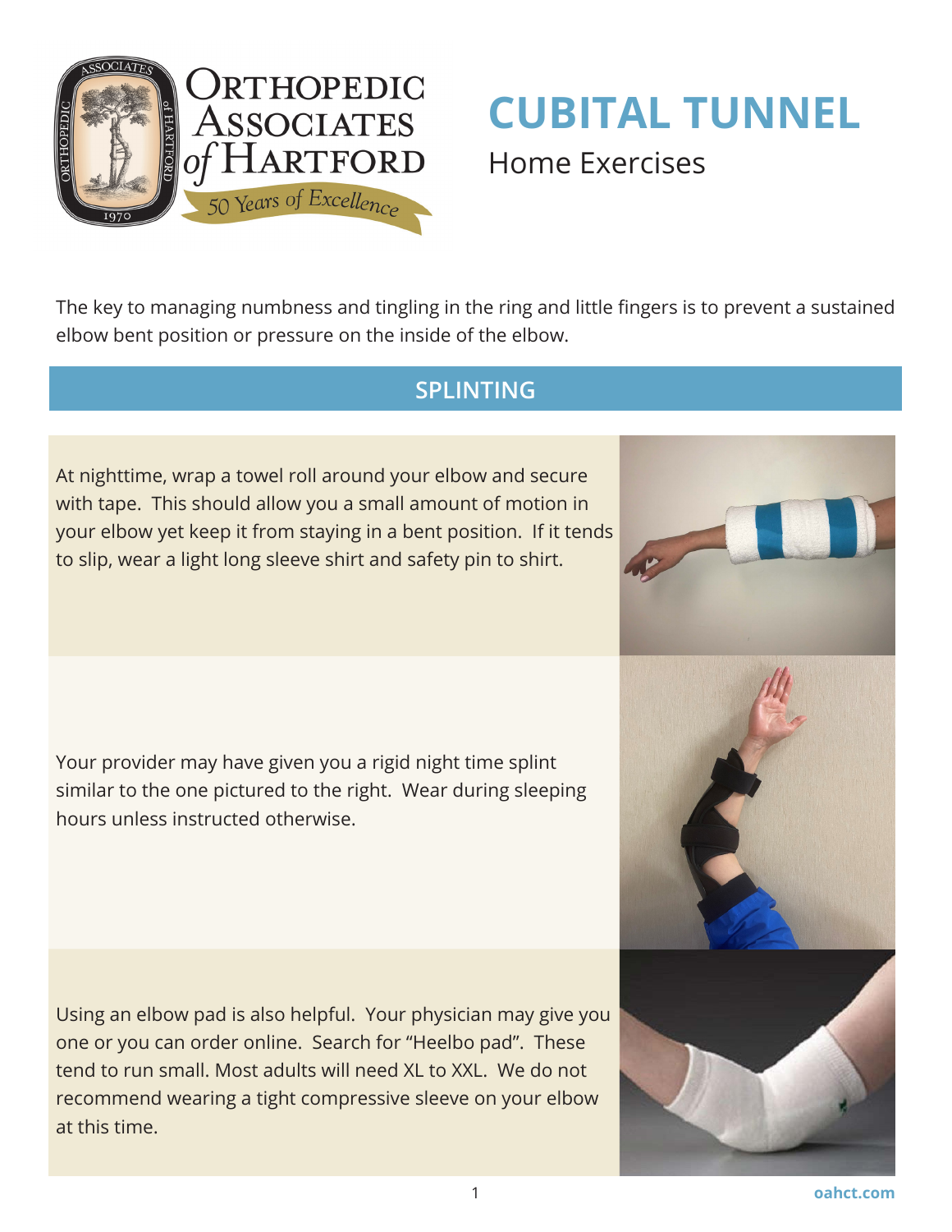# CUBITAL TUNNEL

Home Exercises

The key to managing numbness and tingling in the ring and little fingers is to prevent a sustained elbow bent position or pressure on the inside of the elbow.

## SPLINTING

At nighttime, wrap a towel roll around your elbow and secure with tape. This should allow you a small amount of motion in your elbow yet keep it from staying in a bent position. If it tends to slip, wear a light long sleeve shirt and safety pin to shirt.

Your provider may have given you a rigid night time splint similar to the one pictured to the right. Wear during sleeping hours unless instructed otherwise.

Using an elbow pad is also helpful. Your physician may give you one or you can order online. Search for "Heelbo pad". These tend to run small. Most adults will need XL to XXL. We do not recommend wearing a tight compressive sleeve on your elbow at this time.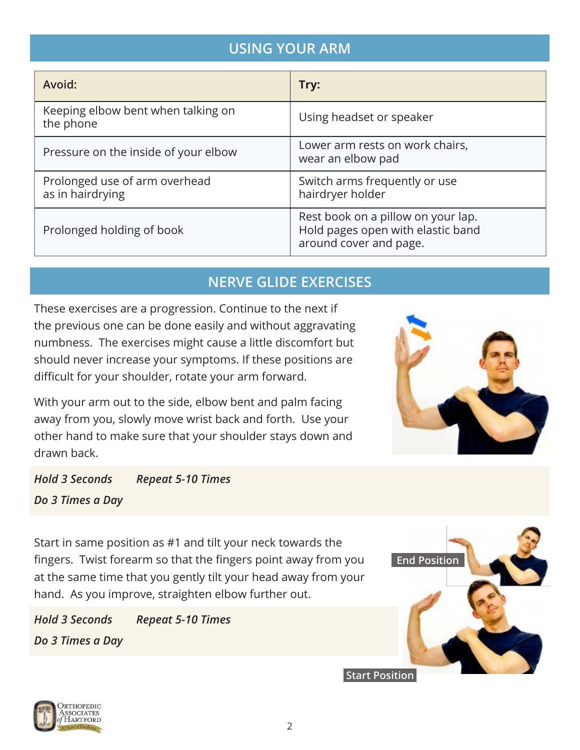## USING YOUR ARM

| Avoid: | Try: |
|---|---|
| Keeping elbow bent when talking on the phone | Using headset or speaker |
| Pressure on the inside of your elbow | Lower arm rests on work chairs, wear an elbow pad |
| Prolonged use of arm overhead as in hairdrying | Switch arms frequently or use hairdryer holder |
| Prolonged holding of book | Rest book on a pillow on your lap. Hold pages open with elastic band around cover and page. |

## NERVE GLIDE EXERCISES

These exercises are a progression. Continue to the next if the previous one can be done easily and without aggravating numbness. The exercises might cause a little discomfort but should never increase your symptoms. If these positions are difficult for your shoulder, rotate your arm forward.

With your arm out to the side, elbow bent and palm facing away from you, slowly move wrist back and forth. Use your other hand to make sure that your shoulder stays down and drawn back.

***Hold 3 Seconds*** ***Repeat 5-10 Times***

***Do 3 Times a Day***

Start in same position as #1 and tilt your neck towards the fingers. Twist forearm so that the fingers point away from you at the same time that you gently tilt your head away from your hand. As you improve, straighten elbow further out.

***Hold 3 Seconds*** ***Repeat 5-10 Times***

***Do 3 Times a Day***

End Position

Start Position